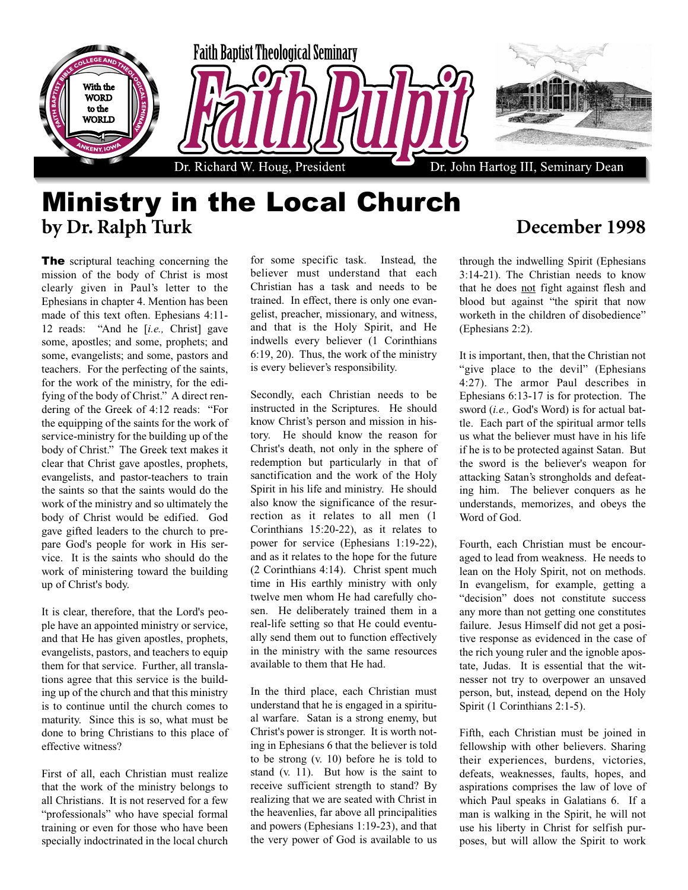Faith Baptist Theological Seminary

# Faith Pulpit

Dr. Richard W. Houg, President — Dr. John Hartog III, Seminary Dean

# Ministry in the Local Church

**by Dr. Ralph Turk**

**December 1998**

**The** scriptural teaching concerning the mission of the body of Christ is most clearly given in Paul's letter to the Ephesians in chapter 4. Mention has been made of this text often. Ephesians 4:11-12 reads: "And he [*i.e.,* Christ] gave some, apostles; and some, prophets; and some, evangelists; and some, pastors and teachers. For the perfecting of the saints, for the work of the ministry, for the edifying of the body of Christ." A direct rendering of the Greek of 4:12 reads: "For the equipping of the saints for the work of service-ministry for the building up of the body of Christ." The Greek text makes it clear that Christ gave apostles, prophets, evangelists, and pastor-teachers to train the saints so that the saints would do the work of the ministry and so ultimately the body of Christ would be edified. God gave gifted leaders to the church to prepare God's people for work in His service. It is the saints who should do the work of ministering toward the building up of Christ's body.

It is clear, therefore, that the Lord's people have an appointed ministry or service, and that He has given apostles, prophets, evangelists, pastors, and teachers to equip them for that service. Further, all translations agree that this service is the building up of the church and that this ministry is to continue until the church comes to maturity. Since this is so, what must be done to bring Christians to this place of effective witness?

First of all, each Christian must realize that the work of the ministry belongs to all Christians. It is not reserved for a few "professionals" who have special formal training or even for those who have been specially indoctrinated in the local church for some specific task. Instead, the believer must understand that each Christian has a task and needs to be trained. In effect, there is only one evangelist, preacher, missionary, and witness, and that is the Holy Spirit, and He indwells every believer (1 Corinthians 6:19, 20). Thus, the work of the ministry is every believer's responsibility.

Secondly, each Christian needs to be instructed in the Scriptures. He should know Christ's person and mission in history. He should know the reason for Christ's death, not only in the sphere of redemption but particularly in that of sanctification and the work of the Holy Spirit in his life and ministry. He should also know the significance of the resurrection as it relates to all men (1 Corinthians 15:20-22), as it relates to power for service (Ephesians 1:19-22), and as it relates to the hope for the future (2 Corinthians 4:14). Christ spent much time in His earthly ministry with only twelve men whom He had carefully chosen. He deliberately trained them in a real-life setting so that He could eventually send them out to function effectively in the ministry with the same resources available to them that He had.

In the third place, each Christian must understand that he is engaged in a spiritual warfare. Satan is a strong enemy, but Christ's power is stronger. It is worth noting in Ephesians 6 that the believer is told to be strong (v. 10) before he is told to stand (v. 11). But how is the saint to receive sufficient strength to stand? By realizing that we are seated with Christ in the heavenlies, far above all principalities and powers (Ephesians 1:19-23), and that the very power of God is available to us through the indwelling Spirit (Ephesians 3:14-21). The Christian needs to know that he does not fight against flesh and blood but against "the spirit that now worketh in the children of disobedience" (Ephesians 2:2).

It is important, then, that the Christian not "give place to the devil" (Ephesians 4:27). The armor Paul describes in Ephesians 6:13-17 is for protection. The sword (*i.e.,* God's Word) is for actual battle. Each part of the spiritual armor tells us what the believer must have in his life if he is to be protected against Satan. But the sword is the believer's weapon for attacking Satan's strongholds and defeating him. The believer conquers as he understands, memorizes, and obeys the Word of God.

Fourth, each Christian must be encouraged to lead from weakness. He needs to lean on the Holy Spirit, not on methods. In evangelism, for example, getting a "decision" does not constitute success any more than not getting one constitutes failure. Jesus Himself did not get a positive response as evidenced in the case of the rich young ruler and the ignoble apostate, Judas. It is essential that the witnesser not try to overpower an unsaved person, but, instead, depend on the Holy Spirit (1 Corinthians 2:1-5).

Fifth, each Christian must be joined in fellowship with other believers. Sharing their experiences, burdens, victories, defeats, weaknesses, faults, hopes, and aspirations comprises the law of love of which Paul speaks in Galatians 6. If a man is walking in the Spirit, he will not use his liberty in Christ for selfish purposes, but will allow the Spirit to work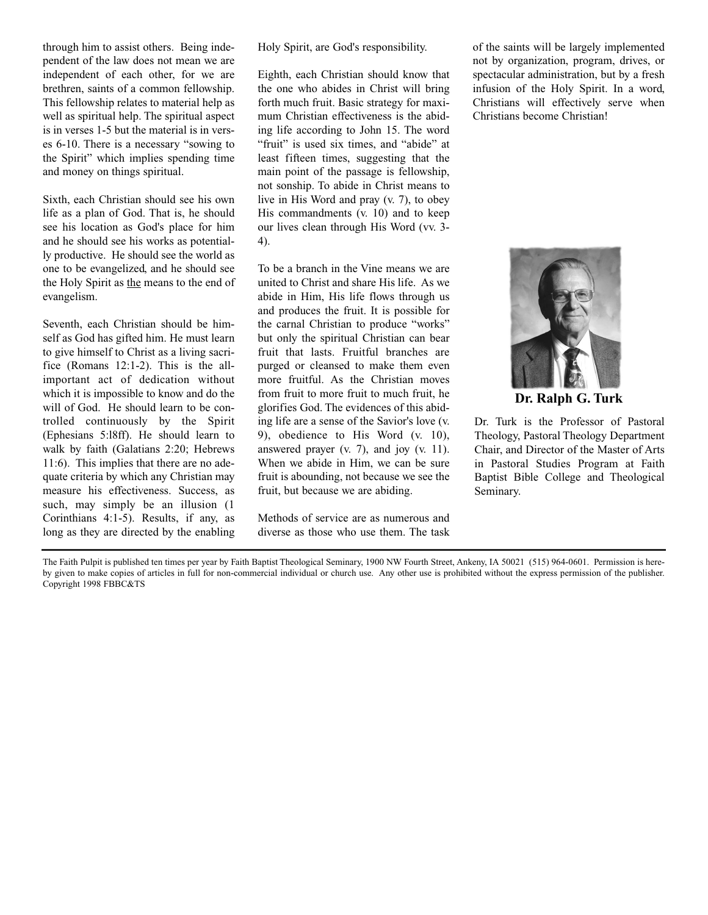through him to assist others. Being independent of the law does not mean we are independent of each other, for we are brethren, saints of a common fellowship. This fellowship relates to material help as well as spiritual help. The spiritual aspect is in verses 1-5 but the material is in verses 6-10. There is a necessary "sowing to the Spirit" which implies spending time and money on things spiritual.

Sixth, each Christian should see his own life as a plan of God. That is, he should see his location as God's place for him and he should see his works as potentially productive. He should see the world as one to be evangelized, and he should see the Holy Spirit as the means to the end of evangelism.

Seventh, each Christian should be himself as God has gifted him. He must learn to give himself to Christ as a living sacrifice (Romans 12:1-2). This is the all-important act of dedication without which it is impossible to know and do the will of God. He should learn to be controlled continuously by the Spirit (Ephesians 5:l8ff). He should learn to walk by faith (Galatians 2:20; Hebrews 11:6). This implies that there are no adequate criteria by which any Christian may measure his effectiveness. Success, as such, may simply be an illusion (1 Corinthians 4:1-5). Results, if any, as long as they are directed by the enabling Holy Spirit, are God's responsibility.

Eighth, each Christian should know that the one who abides in Christ will bring forth much fruit. Basic strategy for maximum Christian effectiveness is the abiding life according to John 15. The word "fruit" is used six times, and "abide" at least fifteen times, suggesting that the main point of the passage is fellowship, not sonship. To abide in Christ means to live in His Word and pray (v. 7), to obey His commandments (v. 10) and to keep our lives clean through His Word (vv. 3-4).

To be a branch in the Vine means we are united to Christ and share His life. As we abide in Him, His life flows through us and produces the fruit. It is possible for the carnal Christian to produce "works" but only the spiritual Christian can bear fruit that lasts. Fruitful branches are purged or cleansed to make them even more fruitful. As the Christian moves from fruit to more fruit to much fruit, he glorifies God. The evidences of this abiding life are a sense of the Savior's love (v. 9), obedience to His Word (v. 10), answered prayer (v. 7), and joy (v. 11). When we abide in Him, we can be sure fruit is abounding, not because we see the fruit, but because we are abiding.

Methods of service are as numerous and diverse as those who use them. The task of the saints will be largely implemented not by organization, program, drives, or spectacular administration, but by a fresh infusion of the Holy Spirit. In a word, Christians will effectively serve when Christians become Christian!

**Dr. Ralph G. Turk**

Dr. Turk is the Professor of Pastoral Theology, Pastoral Theology Department Chair, and Director of the Master of Arts in Pastoral Studies Program at Faith Baptist Bible College and Theological Seminary.

The Faith Pulpit is published ten times per year by Faith Baptist Theological Seminary, 1900 NW Fourth Street, Ankeny, IA 50021 (515) 964-0601. Permission is hereby given to make copies of articles in full for non-commercial individual or church use. Any other use is prohibited without the express permission of the publisher. Copyright 1998 FBBC&TS